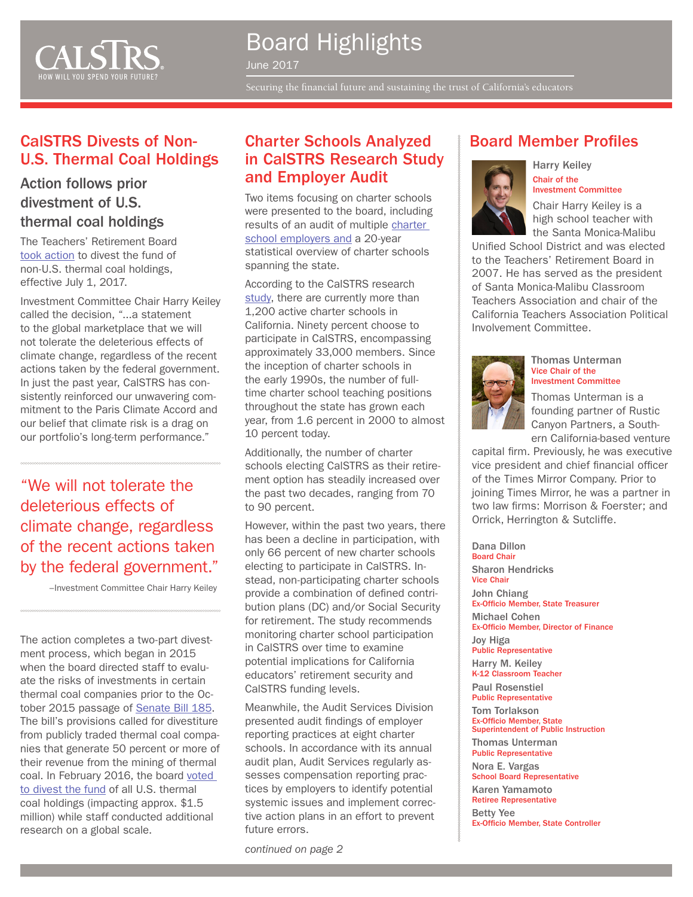# Board Highlights

June 2017

Securing the financial future and sustaining the trust of California's educators

## CalSTRS Divests of Non-U.S. Thermal Coal Holdings

### Action follows prior divestment of U.S. thermal coal holdings

The Teachers' Retirement Board took action to divest the fund of non-U.S. thermal coal holdings, effective July 1, 2017.

Investment Committee Chair Harry Keiley called the decision, "...a statement to the global marketplace that we will not tolerate the deleterious effects of climate change, regardless of the recent actions taken by the federal government. In just the past year, CalSTRS has consistently reinforced our unwavering commitment to the Paris Climate Accord and our belief that climate risk is a drag on our portfolio's long-term performance."

> "We will not tolerate the deleterious effects of climate change, regardless of the recent actions taken by the federal government."
>
> –Investment Committee Chair Harry Keiley

The action completes a two-part divestment process, which began in 2015 when the board directed staff to evaluate the risks of investments in certain thermal coal companies prior to the October 2015 passage of Senate Bill 185. The bill's provisions called for divestiture from publicly traded thermal coal companies that generate 50 percent or more of their revenue from the mining of thermal coal. In February 2016, the board voted to divest the fund of all U.S. thermal coal holdings (impacting approx. $1.5 million) while staff conducted additional research on a global scale.

## Charter Schools Analyzed in CalSTRS Research Study and Employer Audit

Two items focusing on charter schools were presented to the board, including results of an audit of multiple charter school employers and a 20-year statistical overview of charter schools spanning the state.

According to the CalSTRS research study, there are currently more than 1,200 active charter schools in California. Ninety percent choose to participate in CalSTRS, encompassing approximately 33,000 members. Since the inception of charter schools in the early 1990s, the number of full-time charter school teaching positions throughout the state has grown each year, from 1.6 percent in 2000 to almost 10 percent today.

Additionally, the number of charter schools electing CalSTRS as their retirement option has steadily increased over the past two decades, ranging from 70 to 90 percent.

However, within the past two years, there has been a decline in participation, with only 66 percent of new charter schools electing to participate in CalSTRS. Instead, non-participating charter schools provide a combination of defined contribution plans (DC) and/or Social Security for retirement. The study recommends monitoring charter school participation in CalSTRS over time to examine potential implications for California educators' retirement security and CalSTRS funding levels.

Meanwhile, the Audit Services Division presented audit findings of employer reporting practices at eight charter schools. In accordance with its annual audit plan, Audit Services regularly assesses compensation reporting practices by employers to identify potential systemic issues and implement corrective action plans in an effort to prevent future errors.

*continued on page 2*

## Board Member Profiles

**Harry Keiley**
Chair of the Investment Committee

Chair Harry Keiley is a high school teacher with the Santa Monica-Malibu Unified School District and was elected to the Teachers' Retirement Board in 2007. He has served as the president of Santa Monica-Malibu Classroom Teachers Association and chair of the California Teachers Association Political Involvement Committee.

**Thomas Unterman**
Vice Chair of the Investment Committee

Thomas Unterman is a founding partner of Rustic Canyon Partners, a Southern California-based venture capital firm. Previously, he was executive vice president and chief financial officer of the Times Mirror Company. Prior to joining Times Mirror, he was a partner in two law firms: Morrison & Foerster; and Orrick, Herrington & Sutcliffe.

**Dana Dillon**
Board Chair

**Sharon Hendricks**
Vice Chair

**John Chiang**
Ex-Officio Member, State Treasurer

**Michael Cohen**
Ex-Officio Member, Director of Finance

**Joy Higa**
Public Representative

**Harry M. Keiley**
K-12 Classroom Teacher

**Paul Rosenstiel**
Public Representative

**Tom Torlakson**
Ex-Officio Member, State Superintendent of Public Instruction

**Thomas Unterman**
Public Representative

**Nora E. Vargas**
School Board Representative

**Karen Yamamoto**
Retiree Representative

**Betty Yee**
Ex-Officio Member, State Controller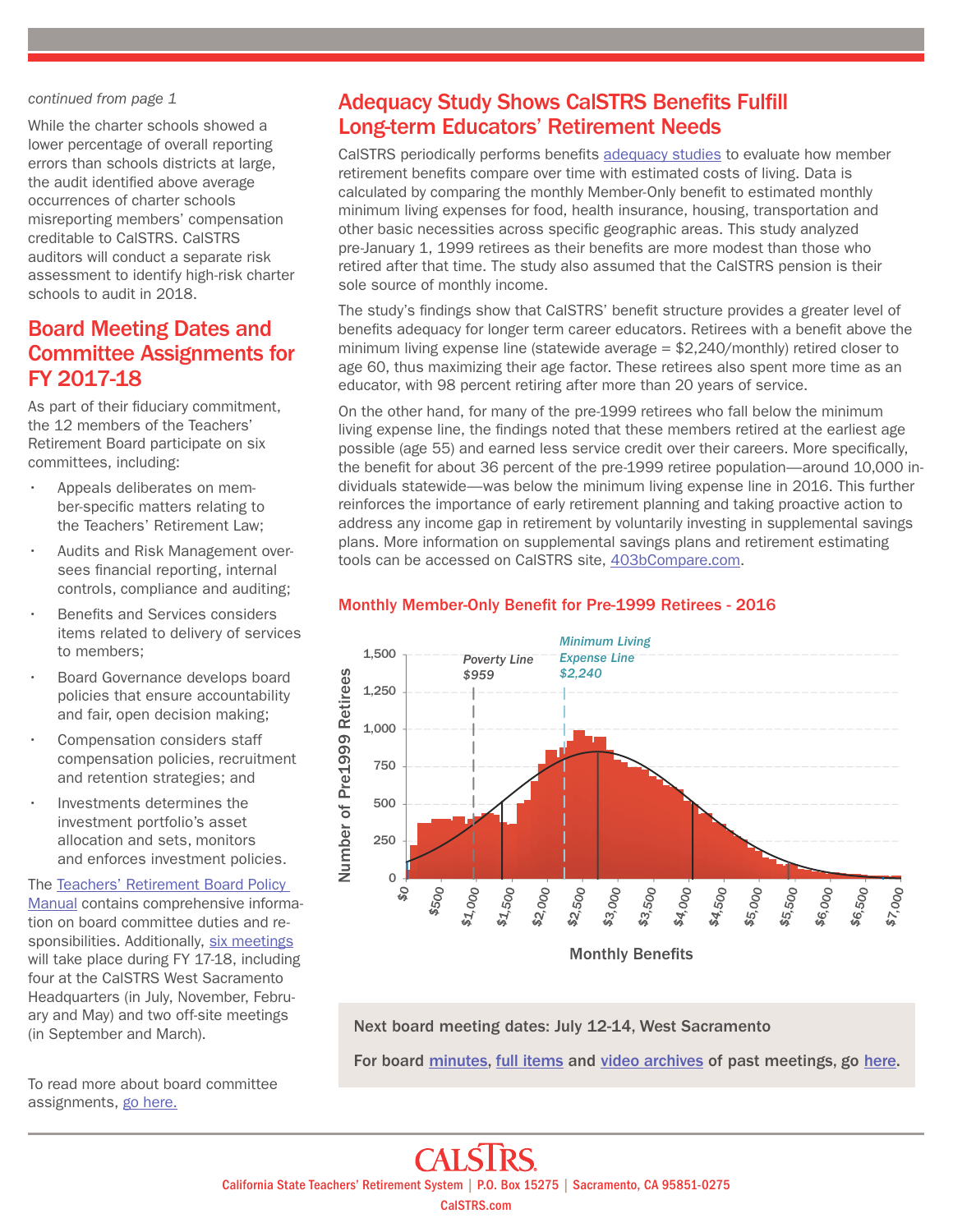*continued from page 1*

While the charter schools showed a lower percentage of overall reporting errors than schools districts at large, the audit identified above average occurrences of charter schools misreporting members' compensation creditable to CalSTRS. CalSTRS auditors will conduct a separate risk assessment to identify high-risk charter schools to audit in 2018.

## Board Meeting Dates and Committee Assignments for FY 2017-18

As part of their fiduciary commitment, the 12 members of the Teachers' Retirement Board participate on six committees, including:

- Appeals deliberates on member-specific matters relating to the Teachers' Retirement Law;
- Audits and Risk Management oversees financial reporting, internal controls, compliance and auditing;
- Benefits and Services considers items related to delivery of services to members;
- Board Governance develops board policies that ensure accountability and fair, open decision making;
- Compensation considers staff compensation policies, recruitment and retention strategies; and
- Investments determines the investment portfolio's asset allocation and sets, monitors and enforces investment policies.

The Teachers' Retirement Board Policy Manual contains comprehensive information on board committee duties and responsibilities. Additionally, six meetings will take place during FY 17-18, including four at the CalSTRS West Sacramento Headquarters (in July, November, February and May) and two off-site meetings (in September and March).

To read more about board committee assignments, go here.

## Adequacy Study Shows CalSTRS Benefits Fulfill Long-term Educators' Retirement Needs

CalSTRS periodically performs benefits adequacy studies to evaluate how member retirement benefits compare over time with estimated costs of living. Data is calculated by comparing the monthly Member-Only benefit to estimated monthly minimum living expenses for food, health insurance, housing, transportation and other basic necessities across specific geographic areas. This study analyzed pre-January 1, 1999 retirees as their benefits are more modest than those who retired after that time. The study also assumed that the CalSTRS pension is their sole source of monthly income.

The study's findings show that CalSTRS' benefit structure provides a greater level of benefits adequacy for longer term career educators. Retirees with a benefit above the minimum living expense line (statewide average = $2,240/monthly) retired closer to age 60, thus maximizing their age factor. These retirees also spent more time as an educator, with 98 percent retiring after more than 20 years of service.

On the other hand, for many of the pre-1999 retirees who fall below the minimum living expense line, the findings noted that these members retired at the earliest age possible (age 55) and earned less service credit over their careers. More specifically, the benefit for about 36 percent of the pre-1999 retiree population—around 10,000 individuals statewide—was below the minimum living expense line in 2016. This further reinforces the importance of early retirement planning and taking proactive action to address any income gap in retirement by voluntarily investing in supplemental savings plans. More information on supplemental savings plans and retirement estimating tools can be accessed on CalSTRS site, 403bCompare.com.

### Monthly Member-Only Benefit for Pre-1999 Retirees - 2016

Poverty Line $959
Minimum Living Expense Line $2,240
Number of Pre1999 Retirees
0
250
500
750
1,000
1,250
1,500
$0
$500
$1,000
$1,500
$2,000
$2,500
$3,000
$3,500
$4,000
$4,500
$5,000
$5,500
$6,000
$6,500
$7,000
Monthly Benefits

**Next board meeting dates: July 12-14, West Sacramento**

**For board minutes, full items and video archives of past meetings, go here.**